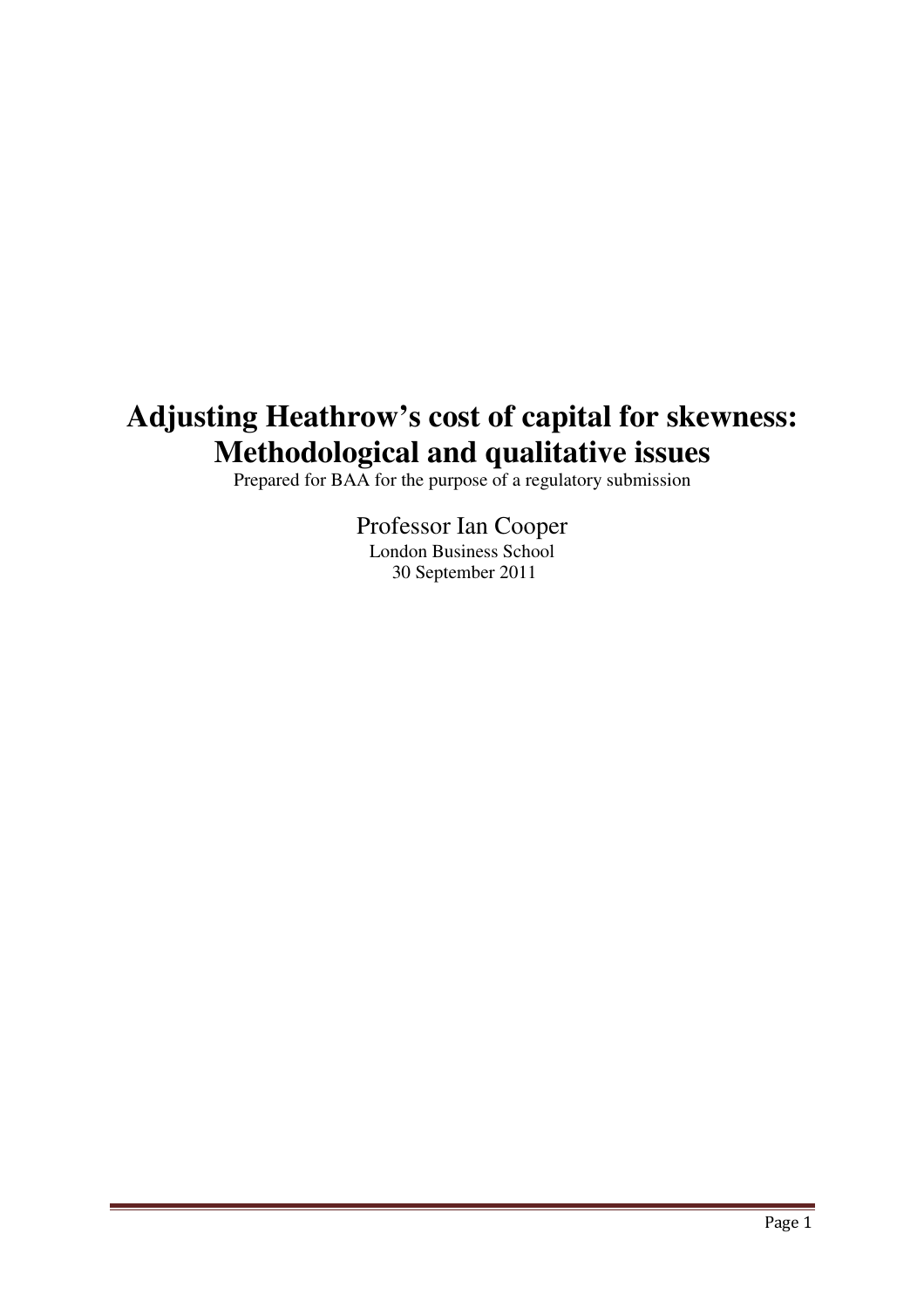# Adjusting Heathrow's cost of capital for skewness: Methodological and qualitative issues

Prepared for BAA for the purpose of a regulatory submission

Professor Ian Cooper

London Business School

30 September 2011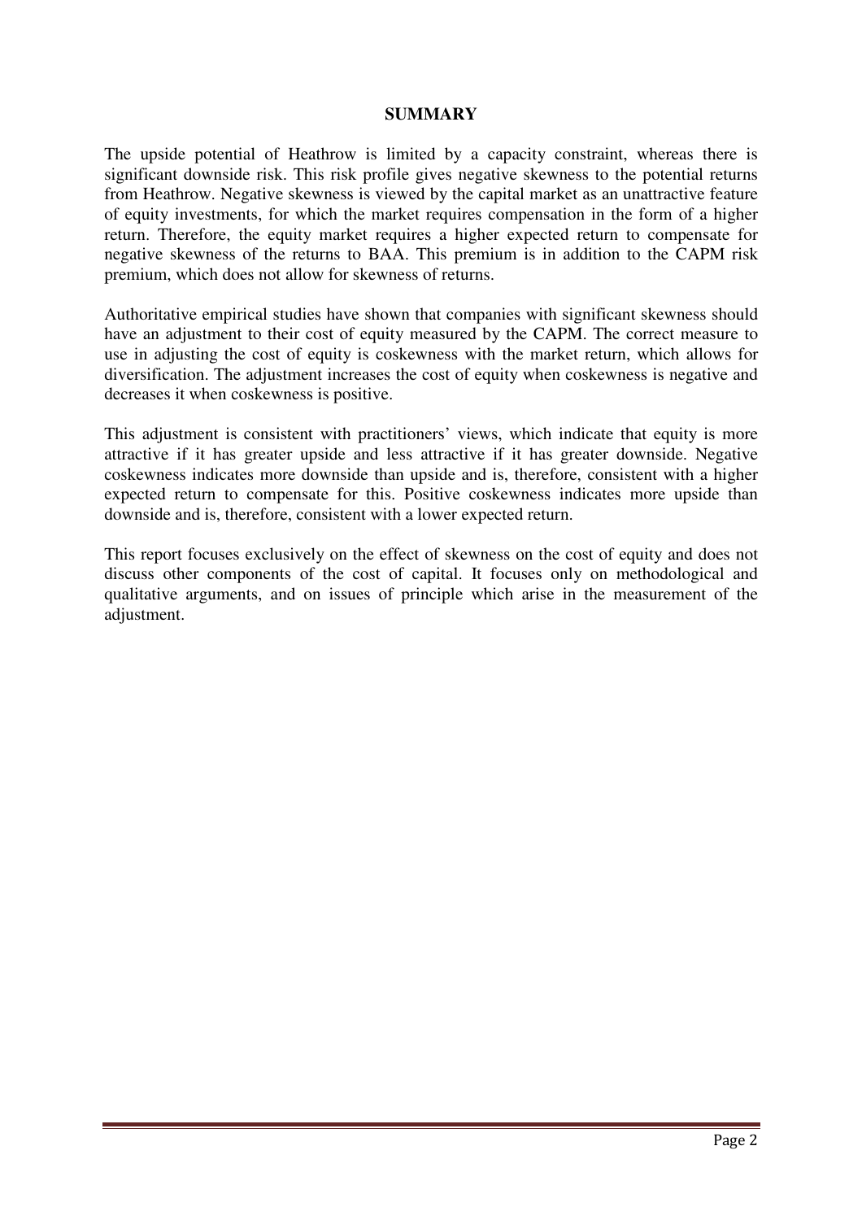## SUMMARY

The upside potential of Heathrow is limited by a capacity constraint, whereas there is significant downside risk. This risk profile gives negative skewness to the potential returns from Heathrow. Negative skewness is viewed by the capital market as an unattractive feature of equity investments, for which the market requires compensation in the form of a higher return. Therefore, the equity market requires a higher expected return to compensate for negative skewness of the returns to BAA. This premium is in addition to the CAPM risk premium, which does not allow for skewness of returns.

Authoritative empirical studies have shown that companies with significant skewness should have an adjustment to their cost of equity measured by the CAPM. The correct measure to use in adjusting the cost of equity is coskewness with the market return, which allows for diversification. The adjustment increases the cost of equity when coskewness is negative and decreases it when coskewness is positive.

This adjustment is consistent with practitioners' views, which indicate that equity is more attractive if it has greater upside and less attractive if it has greater downside. Negative coskewness indicates more downside than upside and is, therefore, consistent with a higher expected return to compensate for this. Positive coskewness indicates more upside than downside and is, therefore, consistent with a lower expected return.

This report focuses exclusively on the effect of skewness on the cost of equity and does not discuss other components of the cost of capital. It focuses only on methodological and qualitative arguments, and on issues of principle which arise in the measurement of the adjustment.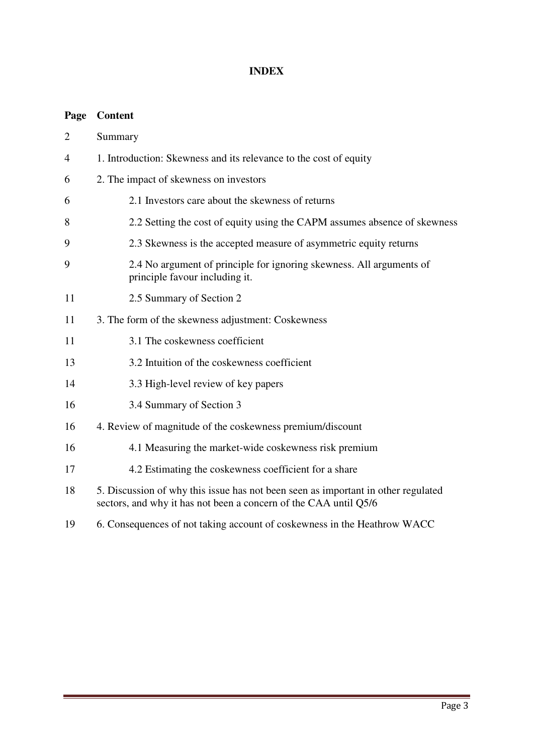**INDEX**

| Page | Content |
|---|---|
| 2 | Summary |
| 4 | 1. Introduction: Skewness and its relevance to the cost of equity |
| 6 | 2. The impact of skewness on investors |
| 6 | 2.1 Investors care about the skewness of returns |
| 8 | 2.2 Setting the cost of equity using the CAPM assumes absence of skewness |
| 9 | 2.3 Skewness is the accepted measure of asymmetric equity returns |
| 9 | 2.4 No argument of principle for ignoring skewness. All arguments of principle favour including it. |
| 11 | 2.5 Summary of Section 2 |
| 11 | 3. The form of the skewness adjustment: Coskewness |
| 11 | 3.1 The coskewness coefficient |
| 13 | 3.2 Intuition of the coskewness coefficient |
| 14 | 3.3 High-level review of key papers |
| 16 | 3.4 Summary of Section 3 |
| 16 | 4. Review of magnitude of the coskewness premium/discount |
| 16 | 4.1 Measuring the market-wide coskewness risk premium |
| 17 | 4.2 Estimating the coskewness coefficient for a share |
| 18 | 5. Discussion of why this issue has not been seen as important in other regulated sectors, and why it has not been a concern of the CAA until Q5/6 |
| 19 | 6. Consequences of not taking account of coskewness in the Heathrow WACC |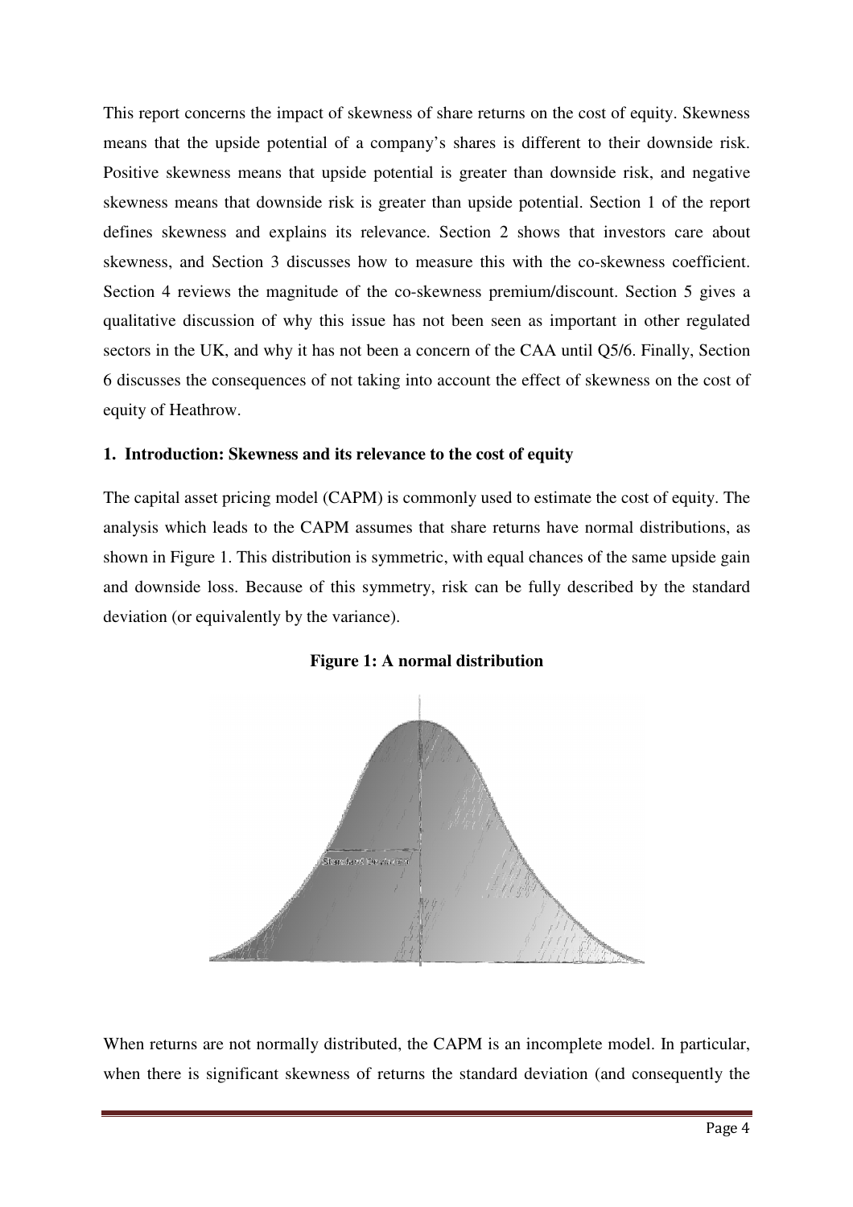This report concerns the impact of skewness of share returns on the cost of equity. Skewness means that the upside potential of a company's shares is different to their downside risk. Positive skewness means that upside potential is greater than downside risk, and negative skewness means that downside risk is greater than upside potential. Section 1 of the report defines skewness and explains its relevance. Section 2 shows that investors care about skewness, and Section 3 discusses how to measure this with the co-skewness coefficient. Section 4 reviews the magnitude of the co-skewness premium/discount. Section 5 gives a qualitative discussion of why this issue has not been seen as important in other regulated sectors in the UK, and why it has not been a concern of the CAA until Q5/6. Finally, Section 6 discusses the consequences of not taking into account the effect of skewness on the cost of equity of Heathrow.

## 1. Introduction: Skewness and its relevance to the cost of equity

The capital asset pricing model (CAPM) is commonly used to estimate the cost of equity. The analysis which leads to the CAPM assumes that share returns have normal distributions, as shown in Figure 1. This distribution is symmetric, with equal chances of the same upside gain and downside loss. Because of this symmetry, risk can be fully described by the standard deviation (or equivalently by the variance).

**Figure 1: A normal distribution**

When returns are not normally distributed, the CAPM is an incomplete model. In particular, when there is significant skewness of returns the standard deviation (and consequently the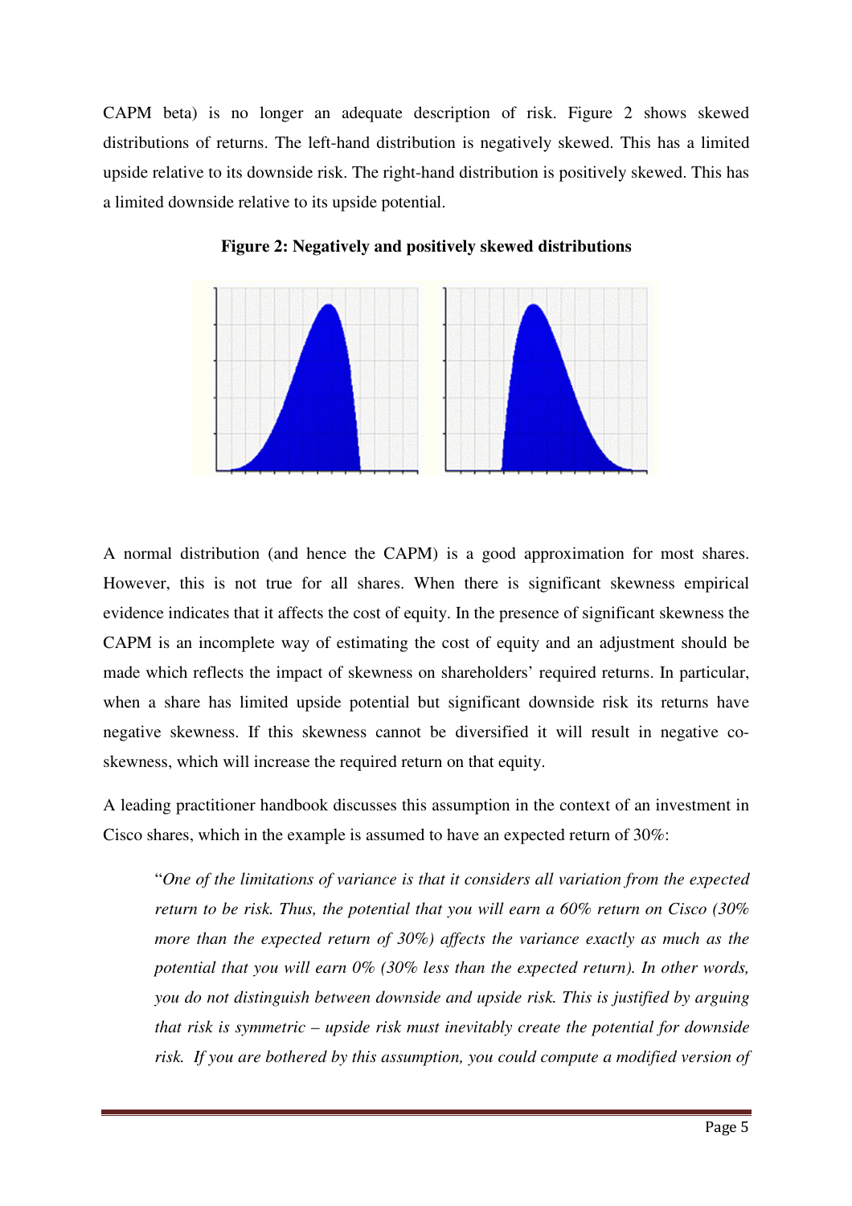CAPM beta) is no longer an adequate description of risk. Figure 2 shows skewed distributions of returns. The left-hand distribution is negatively skewed. This has a limited upside relative to its downside risk. The right-hand distribution is positively skewed. This has a limited downside relative to its upside potential.

**Figure 2: Negatively and positively skewed distributions**

A normal distribution (and hence the CAPM) is a good approximation for most shares. However, this is not true for all shares. When there is significant skewness empirical evidence indicates that it affects the cost of equity. In the presence of significant skewness the CAPM is an incomplete way of estimating the cost of equity and an adjustment should be made which reflects the impact of skewness on shareholders' required returns. In particular, when a share has limited upside potential but significant downside risk its returns have negative skewness. If this skewness cannot be diversified it will result in negative co-skewness, which will increase the required return on that equity.

A leading practitioner handbook discusses this assumption in the context of an investment in Cisco shares, which in the example is assumed to have an expected return of 30%:

> "*One of the limitations of variance is that it considers all variation from the expected return to be risk. Thus, the potential that you will earn a 60% return on Cisco (30% more than the expected return of 30%) affects the variance exactly as much as the potential that you will earn 0% (30% less than the expected return). In other words, you do not distinguish between downside and upside risk. This is justified by arguing that risk is symmetric – upside risk must inevitably create the potential for downside risk. If you are bothered by this assumption, you could compute a modified version of*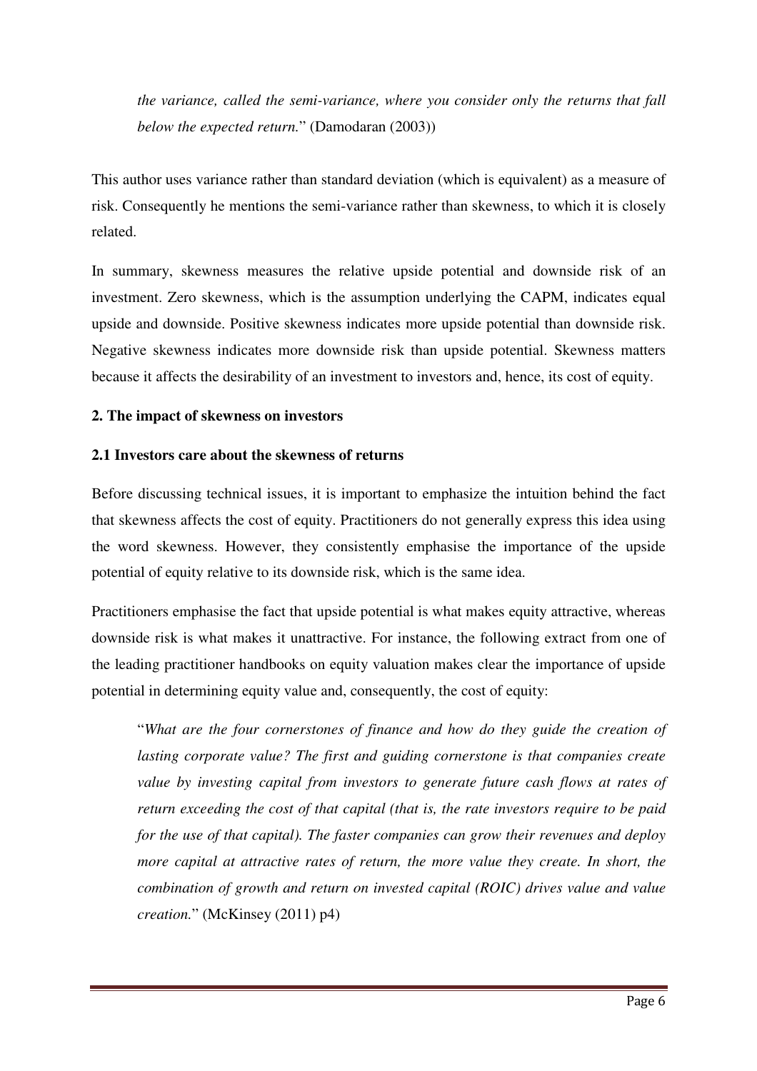*the variance, called the semi-variance, where you consider only the returns that fall below the expected return.*" (Damodaran (2003))

This author uses variance rather than standard deviation (which is equivalent) as a measure of risk. Consequently he mentions the semi-variance rather than skewness, to which it is closely related.

In summary, skewness measures the relative upside potential and downside risk of an investment. Zero skewness, which is the assumption underlying the CAPM, indicates equal upside and downside. Positive skewness indicates more upside potential than downside risk. Negative skewness indicates more downside risk than upside potential. Skewness matters because it affects the desirability of an investment to investors and, hence, its cost of equity.

## 2. The impact of skewness on investors

### 2.1 Investors care about the skewness of returns

Before discussing technical issues, it is important to emphasize the intuition behind the fact that skewness affects the cost of equity. Practitioners do not generally express this idea using the word skewness. However, they consistently emphasise the importance of the upside potential of equity relative to its downside risk, which is the same idea.

Practitioners emphasise the fact that upside potential is what makes equity attractive, whereas downside risk is what makes it unattractive. For instance, the following extract from one of the leading practitioner handbooks on equity valuation makes clear the importance of upside potential in determining equity value and, consequently, the cost of equity:

> "*What are the four cornerstones of finance and how do they guide the creation of lasting corporate value? The first and guiding cornerstone is that companies create value by investing capital from investors to generate future cash flows at rates of return exceeding the cost of that capital (that is, the rate investors require to be paid for the use of that capital). The faster companies can grow their revenues and deploy more capital at attractive rates of return, the more value they create. In short, the combination of growth and return on invested capital (ROIC) drives value and value creation.*" (McKinsey (2011) p4)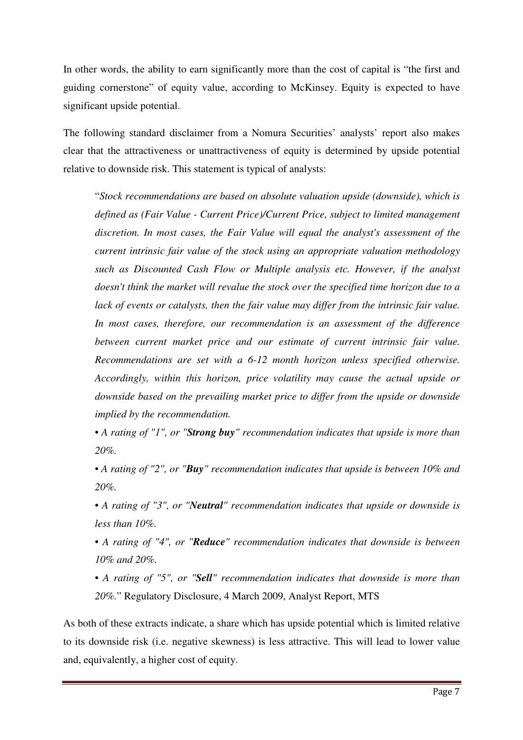In other words, the ability to earn significantly more than the cost of capital is "the first and guiding cornerstone" of equity value, according to McKinsey. Equity is expected to have significant upside potential.

The following standard disclaimer from a Nomura Securities' analysts' report also makes clear that the attractiveness or unattractiveness of equity is determined by upside potential relative to downside risk. This statement is typical of analysts:

> "*Stock recommendations are based on absolute valuation upside (downside), which is defined as (Fair Value - Current Price)/Current Price, subject to limited management discretion. In most cases, the Fair Value will equal the analyst's assessment of the current intrinsic fair value of the stock using an appropriate valuation methodology such as Discounted Cash Flow or Multiple analysis etc. However, if the analyst doesn't think the market will revalue the stock over the specified time horizon due to a lack of events or catalysts, then the fair value may differ from the intrinsic fair value. In most cases, therefore, our recommendation is an assessment of the difference between current market price and our estimate of current intrinsic fair value. Recommendations are set with a 6-12 month horizon unless specified otherwise. Accordingly, within this horizon, price volatility may cause the actual upside or downside based on the prevailing market price to differ from the upside or downside implied by the recommendation.*
>
> - *A rating of "1", or "**Strong buy**" recommendation indicates that upside is more than 20%.*
> - *A rating of "2", or "**Buy**" recommendation indicates that upside is between 10% and 20%.*
> - *A rating of "3", or "**Neutral**" recommendation indicates that upside or downside is less than 10%.*
> - *A rating of "4", or "**Reduce**" recommendation indicates that downside is between 10% and 20%.*
> - *A rating of "5", or "**Sell**" recommendation indicates that downside is more than 20%.*" Regulatory Disclosure, 4 March 2009, Analyst Report, MTS

As both of these extracts indicate, a share which has upside potential which is limited relative to its downside risk (i.e. negative skewness) is less attractive. This will lead to lower value and, equivalently, a higher cost of equity.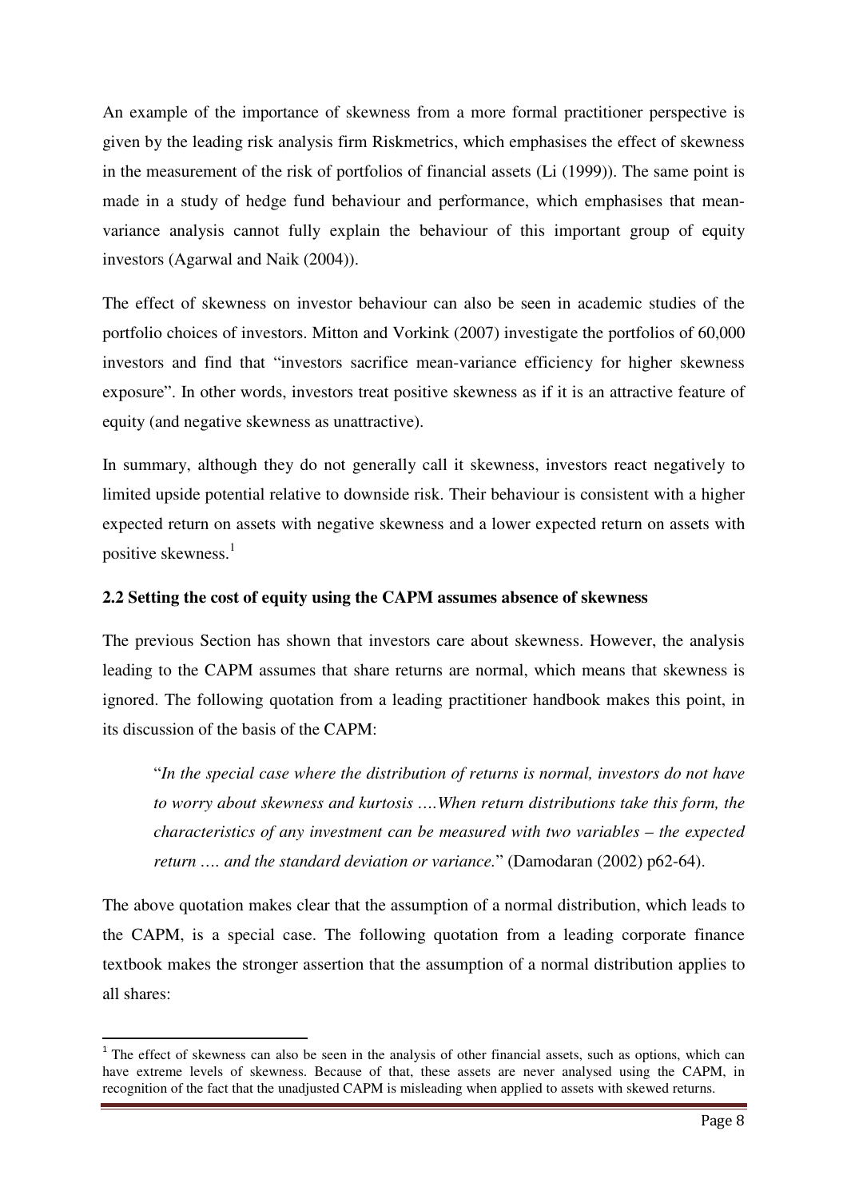An example of the importance of skewness from a more formal practitioner perspective is given by the leading risk analysis firm Riskmetrics, which emphasises the effect of skewness in the measurement of the risk of portfolios of financial assets (Li (1999)). The same point is made in a study of hedge fund behaviour and performance, which emphasises that mean-variance analysis cannot fully explain the behaviour of this important group of equity investors (Agarwal and Naik (2004)).

The effect of skewness on investor behaviour can also be seen in academic studies of the portfolio choices of investors. Mitton and Vorkink (2007) investigate the portfolios of 60,000 investors and find that "investors sacrifice mean-variance efficiency for higher skewness exposure". In other words, investors treat positive skewness as if it is an attractive feature of equity (and negative skewness as unattractive).

In summary, although they do not generally call it skewness, investors react negatively to limited upside potential relative to downside risk. Their behaviour is consistent with a higher expected return on assets with negative skewness and a lower expected return on assets with positive skewness.[1]

**2.2 Setting the cost of equity using the CAPM assumes absence of skewness**

The previous Section has shown that investors care about skewness. However, the analysis leading to the CAPM assumes that share returns are normal, which means that skewness is ignored. The following quotation from a leading practitioner handbook makes this point, in its discussion of the basis of the CAPM:

> "*In the special case where the distribution of returns is normal, investors do not have to worry about skewness and kurtosis ….When return distributions take this form, the characteristics of any investment can be measured with two variables – the expected return …. and the standard deviation or variance.*" (Damodaran (2002) p62-64).

The above quotation makes clear that the assumption of a normal distribution, which leads to the CAPM, is a special case. The following quotation from a leading corporate finance textbook makes the stronger assertion that the assumption of a normal distribution applies to all shares:

[1] The effect of skewness can also be seen in the analysis of other financial assets, such as options, which can have extreme levels of skewness. Because of that, these assets are never analysed using the CAPM, in recognition of the fact that the unadjusted CAPM is misleading when applied to assets with skewed returns.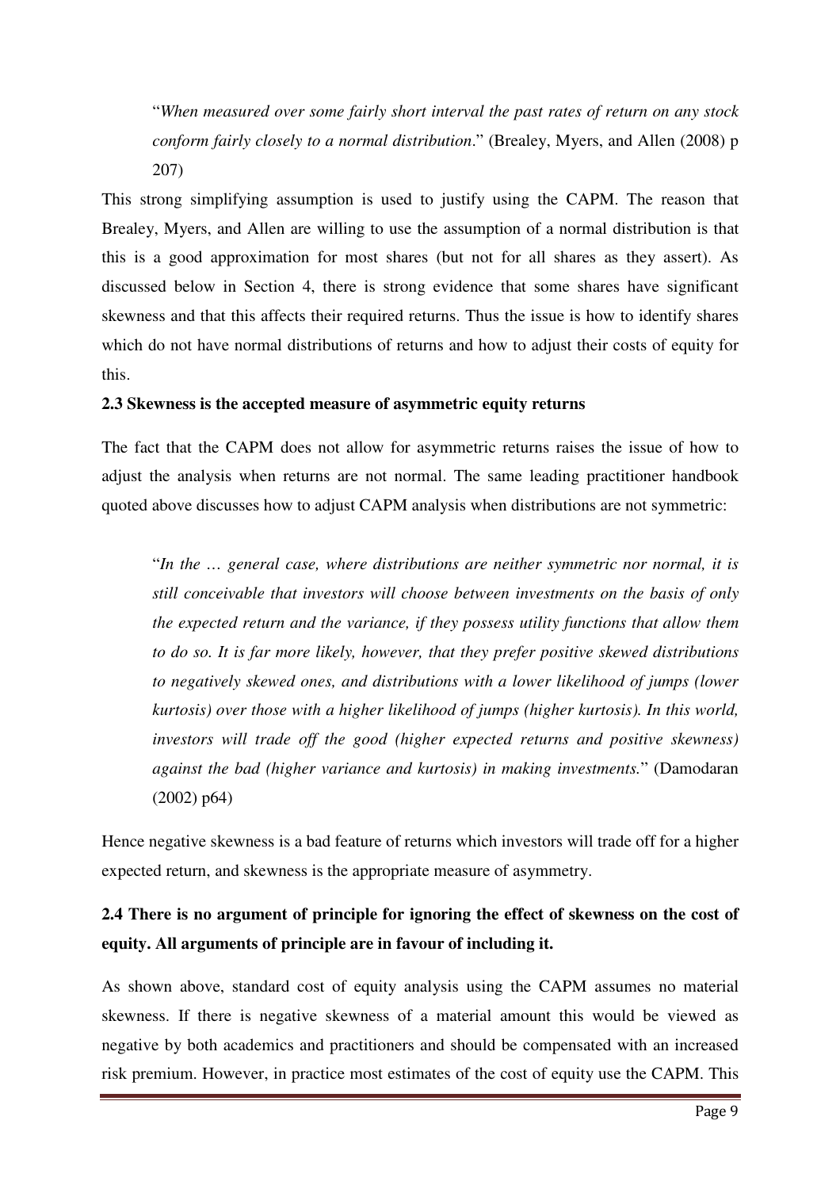> "*When measured over some fairly short interval the past rates of return on any stock conform fairly closely to a normal distribution*." (Brealey, Myers, and Allen (2008) p 207)

This strong simplifying assumption is used to justify using the CAPM. The reason that Brealey, Myers, and Allen are willing to use the assumption of a normal distribution is that this is a good approximation for most shares (but not for all shares as they assert). As discussed below in Section 4, there is strong evidence that some shares have significant skewness and that this affects their required returns. Thus the issue is how to identify shares which do not have normal distributions of returns and how to adjust their costs of equity for this.

### 2.3 Skewness is the accepted measure of asymmetric equity returns

The fact that the CAPM does not allow for asymmetric returns raises the issue of how to adjust the analysis when returns are not normal. The same leading practitioner handbook quoted above discusses how to adjust CAPM analysis when distributions are not symmetric:

> "*In the … general case, where distributions are neither symmetric nor normal, it is still conceivable that investors will choose between investments on the basis of only the expected return and the variance, if they possess utility functions that allow them to do so. It is far more likely, however, that they prefer positive skewed distributions to negatively skewed ones, and distributions with a lower likelihood of jumps (lower kurtosis) over those with a higher likelihood of jumps (higher kurtosis). In this world, investors will trade off the good (higher expected returns and positive skewness) against the bad (higher variance and kurtosis) in making investments.*" (Damodaran (2002) p64)

Hence negative skewness is a bad feature of returns which investors will trade off for a higher expected return, and skewness is the appropriate measure of asymmetry.

### 2.4 There is no argument of principle for ignoring the effect of skewness on the cost of equity. All arguments of principle are in favour of including it.

As shown above, standard cost of equity analysis using the CAPM assumes no material skewness. If there is negative skewness of a material amount this would be viewed as negative by both academics and practitioners and should be compensated with an increased risk premium. However, in practice most estimates of the cost of equity use the CAPM. This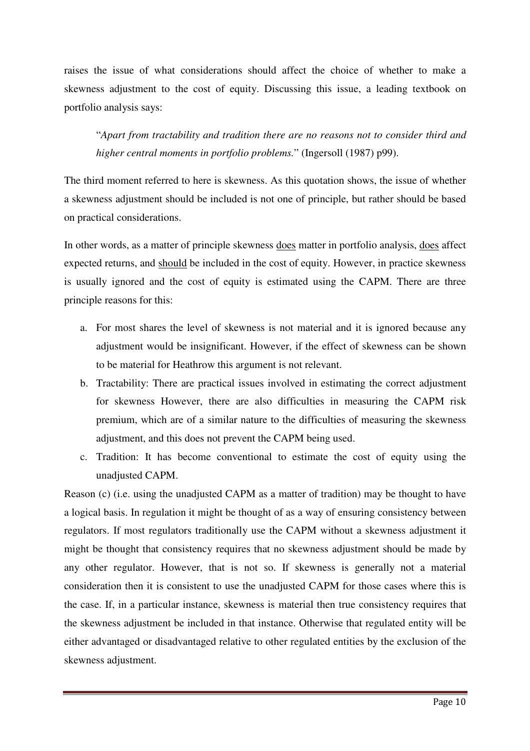raises the issue of what considerations should affect the choice of whether to make a skewness adjustment to the cost of equity. Discussing this issue, a leading textbook on portfolio analysis says:

> "*Apart from tractability and tradition there are no reasons not to consider third and higher central moments in portfolio problems.*" (Ingersoll (1987) p99).

The third moment referred to here is skewness. As this quotation shows, the issue of whether a skewness adjustment should be included is not one of principle, but rather should be based on practical considerations.

In other words, as a matter of principle skewness <u>does</u> matter in portfolio analysis, <u>does</u> affect expected returns, and <u>should</u> be included in the cost of equity. However, in practice skewness is usually ignored and the cost of equity is estimated using the CAPM. There are three principle reasons for this:

a. For most shares the level of skewness is not material and it is ignored because any adjustment would be insignificant. However, if the effect of skewness can be shown to be material for Heathrow this argument is not relevant.
b. Tractability: There are practical issues involved in estimating the correct adjustment for skewness However, there are also difficulties in measuring the CAPM risk premium, which are of a similar nature to the difficulties of measuring the skewness adjustment, and this does not prevent the CAPM being used.
c. Tradition: It has become conventional to estimate the cost of equity using the unadjusted CAPM.

Reason (c) (i.e. using the unadjusted CAPM as a matter of tradition) may be thought to have a logical basis. In regulation it might be thought of as a way of ensuring consistency between regulators. If most regulators traditionally use the CAPM without a skewness adjustment it might be thought that consistency requires that no skewness adjustment should be made by any other regulator. However, that is not so. If skewness is generally not a material consideration then it is consistent to use the unadjusted CAPM for those cases where this is the case. If, in a particular instance, skewness is material then true consistency requires that the skewness adjustment be included in that instance. Otherwise that regulated entity will be either advantaged or disadvantaged relative to other regulated entities by the exclusion of the skewness adjustment.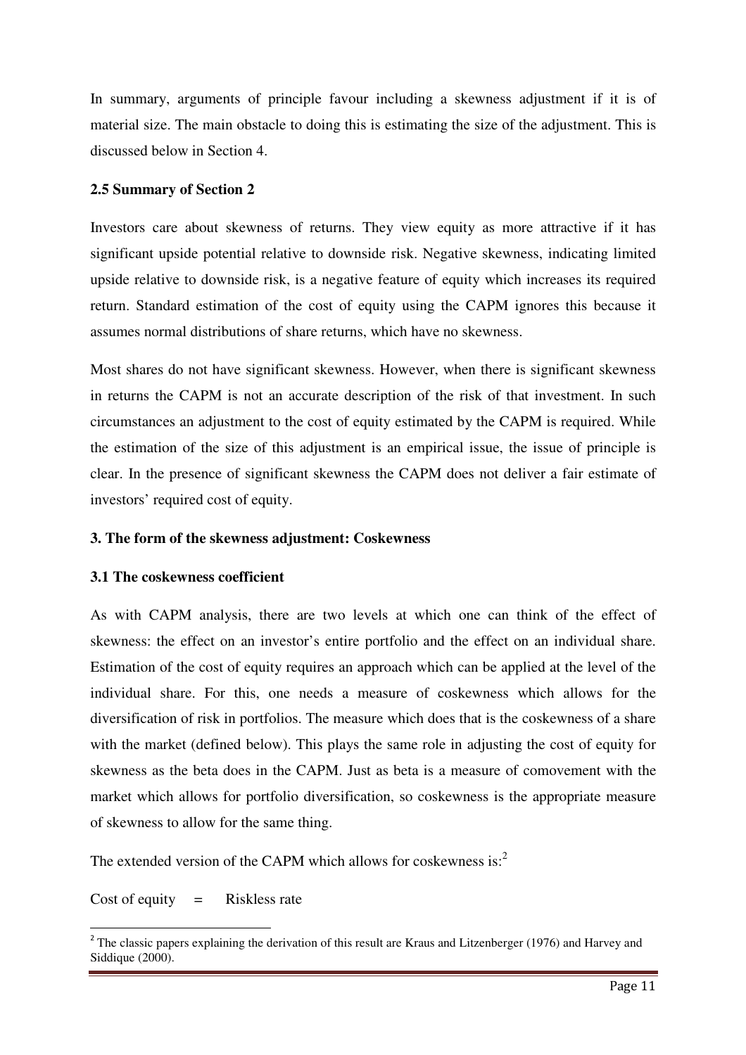In summary, arguments of principle favour including a skewness adjustment if it is of material size. The main obstacle to doing this is estimating the size of the adjustment. This is discussed below in Section 4.

### 2.5 Summary of Section 2

Investors care about skewness of returns. They view equity as more attractive if it has significant upside potential relative to downside risk. Negative skewness, indicating limited upside relative to downside risk, is a negative feature of equity which increases its required return. Standard estimation of the cost of equity using the CAPM ignores this because it assumes normal distributions of share returns, which have no skewness.

Most shares do not have significant skewness. However, when there is significant skewness in returns the CAPM is not an accurate description of the risk of that investment. In such circumstances an adjustment to the cost of equity estimated by the CAPM is required. While the estimation of the size of this adjustment is an empirical issue, the issue of principle is clear. In the presence of significant skewness the CAPM does not deliver a fair estimate of investors' required cost of equity.

## 3. The form of the skewness adjustment: Coskewness

### 3.1 The coskewness coefficient

As with CAPM analysis, there are two levels at which one can think of the effect of skewness: the effect on an investor's entire portfolio and the effect on an individual share. Estimation of the cost of equity requires an approach which can be applied at the level of the individual share. For this, one needs a measure of coskewness which allows for the diversification of risk in portfolios. The measure which does that is the coskewness of a share with the market (defined below). This plays the same role in adjusting the cost of equity for skewness as the beta does in the CAPM. Just as beta is a measure of comovement with the market which allows for portfolio diversification, so coskewness is the appropriate measure of skewness to allow for the same thing.

The extended version of the CAPM which allows for coskewness is:[2]

Cost of equity = Riskless rate

[2] The classic papers explaining the derivation of this result are Kraus and Litzenberger (1976) and Harvey and Siddique (2000).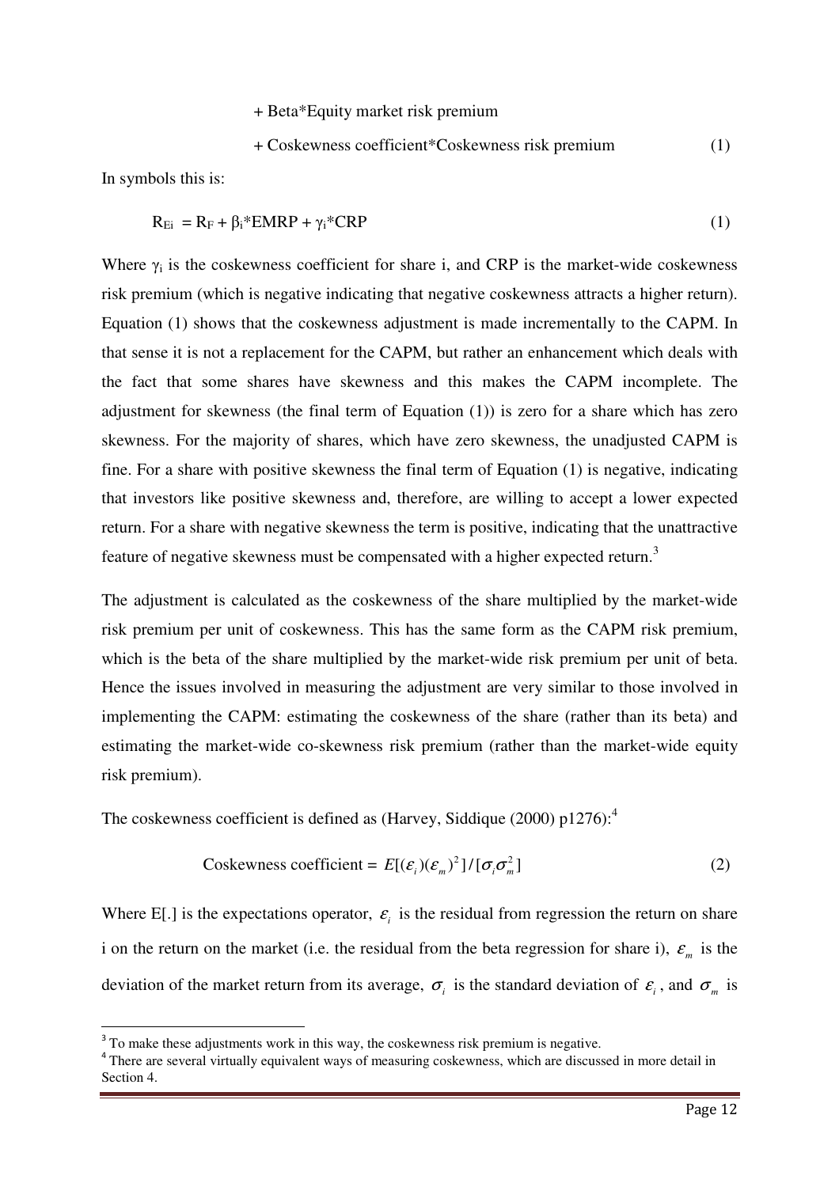+ Beta*Equity market risk premium

+ Coskewness coefficient*Coskewness risk premium (1)

In symbols this is:

$$R_{Ei} = R_F + \beta_i\text{*EMRP} + \gamma_i\text{*CRP} \tag{1}$$

Where $\gamma_i$ is the coskewness coefficient for share i, and CRP is the market-wide coskewness risk premium (which is negative indicating that negative coskewness attracts a higher return). Equation (1) shows that the coskewness adjustment is made incrementally to the CAPM. In that sense it is not a replacement for the CAPM, but rather an enhancement which deals with the fact that some shares have skewness and this makes the CAPM incomplete. The adjustment for skewness (the final term of Equation (1)) is zero for a share which has zero skewness. For the majority of shares, which have zero skewness, the unadjusted CAPM is fine. For a share with positive skewness the final term of Equation (1) is negative, indicating that investors like positive skewness and, therefore, are willing to accept a lower expected return. For a share with negative skewness the term is positive, indicating that the unattractive feature of negative skewness must be compensated with a higher expected return.[3]

The adjustment is calculated as the coskewness of the share multiplied by the market-wide risk premium per unit of coskewness. This has the same form as the CAPM risk premium, which is the beta of the share multiplied by the market-wide risk premium per unit of beta. Hence the issues involved in measuring the adjustment are very similar to those involved in implementing the CAPM: estimating the coskewness of the share (rather than its beta) and estimating the market-wide co-skewness risk premium (rather than the market-wide equity risk premium).

The coskewness coefficient is defined as (Harvey, Siddique (2000) p1276):[4]

$$\text{Coskewness coefficient} = E[(\varepsilon_i)(\varepsilon_m)^2]/[\sigma_i \sigma_m^2] \tag{2}$$

Where E[.] is the expectations operator, $\varepsilon_i$ is the residual from regression the return on share i on the return on the market (i.e. the residual from the beta regression for share i), $\varepsilon_m$ is the deviation of the market return from its average, $\sigma_i$ is the standard deviation of $\varepsilon_i$, and $\sigma_m$ is

[3] To make these adjustments work in this way, the coskewness risk premium is negative.

[4] There are several virtually equivalent ways of measuring coskewness, which are discussed in more detail in Section 4.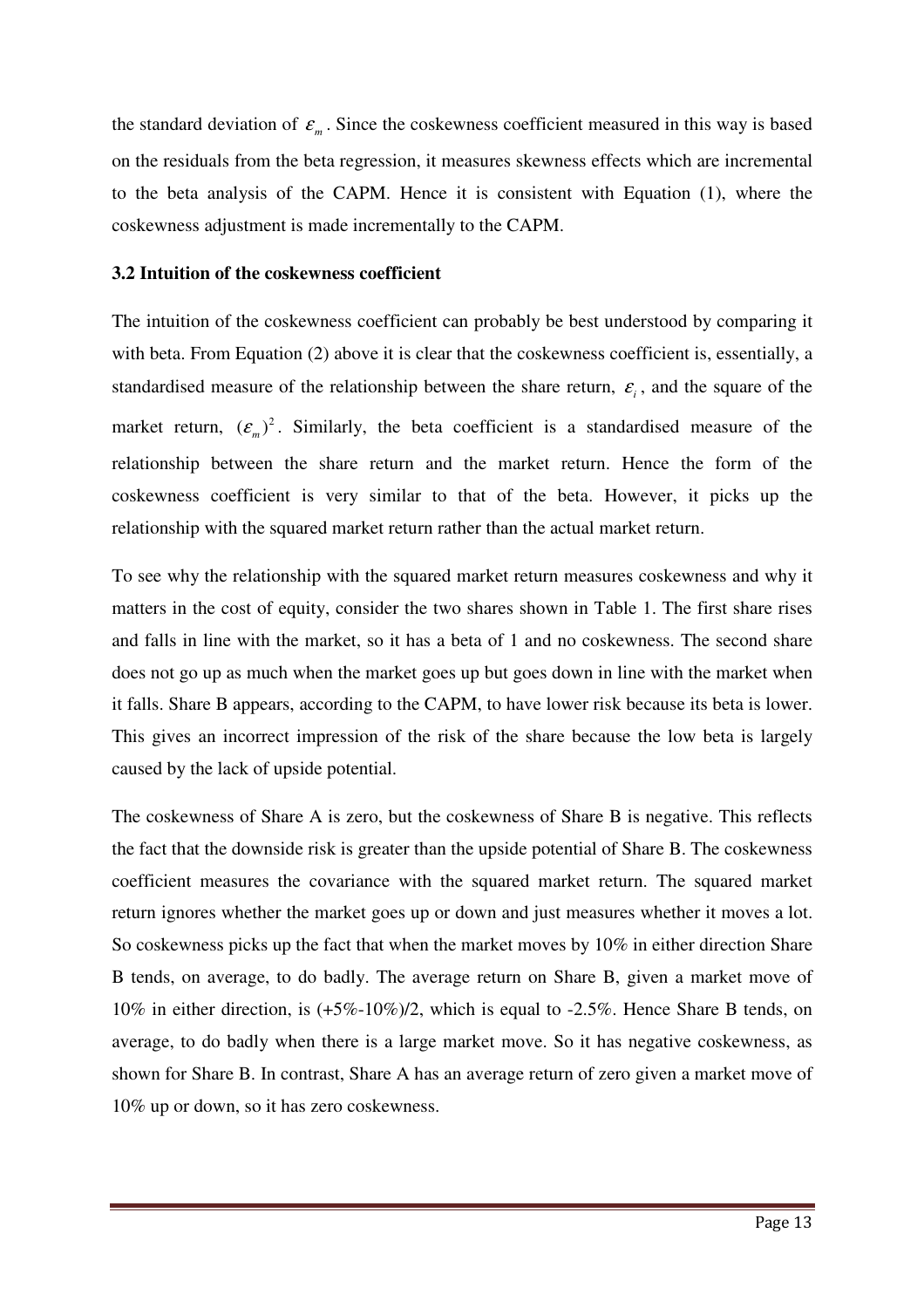the standard deviation of $\varepsilon_m$. Since the coskewness coefficient measured in this way is based on the residuals from the beta regression, it measures skewness effects which are incremental to the beta analysis of the CAPM. Hence it is consistent with Equation (1), where the coskewness adjustment is made incrementally to the CAPM.

### 3.2 Intuition of the coskewness coefficient

The intuition of the coskewness coefficient can probably be best understood by comparing it with beta. From Equation (2) above it is clear that the coskewness coefficient is, essentially, a standardised measure of the relationship between the share return, $\varepsilon_i$, and the square of the market return, $(\varepsilon_m)^2$. Similarly, the beta coefficient is a standardised measure of the relationship between the share return and the market return. Hence the form of the coskewness coefficient is very similar to that of the beta. However, it picks up the relationship with the squared market return rather than the actual market return.

To see why the relationship with the squared market return measures coskewness and why it matters in the cost of equity, consider the two shares shown in Table 1. The first share rises and falls in line with the market, so it has a beta of 1 and no coskewness. The second share does not go up as much when the market goes up but goes down in line with the market when it falls. Share B appears, according to the CAPM, to have lower risk because its beta is lower. This gives an incorrect impression of the risk of the share because the low beta is largely caused by the lack of upside potential.

The coskewness of Share A is zero, but the coskewness of Share B is negative. This reflects the fact that the downside risk is greater than the upside potential of Share B. The coskewness coefficient measures the covariance with the squared market return. The squared market return ignores whether the market goes up or down and just measures whether it moves a lot. So coskewness picks up the fact that when the market moves by 10% in either direction Share B tends, on average, to do badly. The average return on Share B, given a market move of 10% in either direction, is (+5%-10%)/2, which is equal to -2.5%. Hence Share B tends, on average, to do badly when there is a large market move. So it has negative coskewness, as shown for Share B. In contrast, Share A has an average return of zero given a market move of 10% up or down, so it has zero coskewness.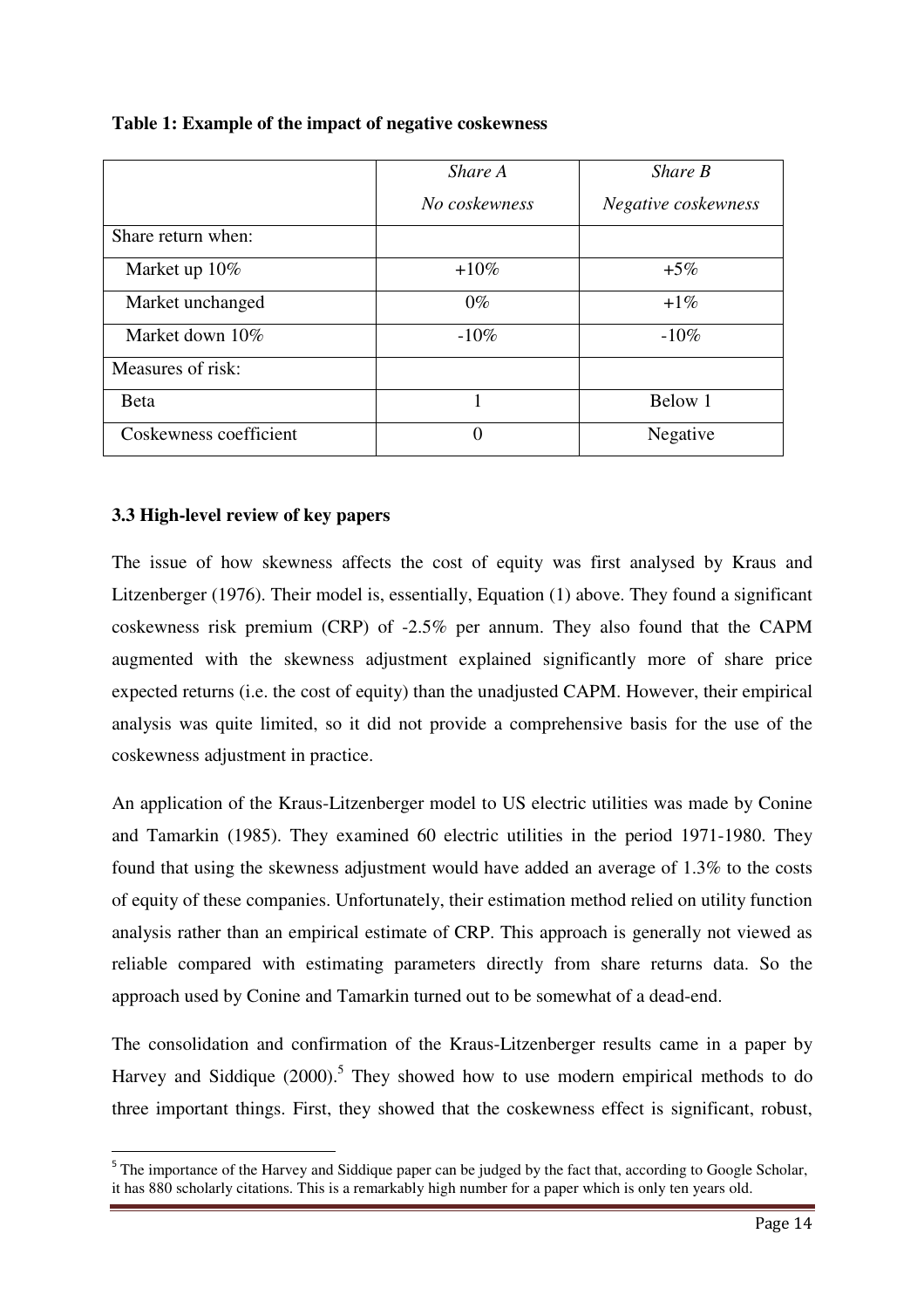**Table 1: Example of the impact of negative coskewness**

| | *Share A* *No coskewness* | *Share B* *Negative coskewness* |
|---|---|---|
| Share return when: | | |
| Market up 10% | +10% | +5% |
| Market unchanged | 0% | +1% |
| Market down 10% | -10% | -10% |
| Measures of risk: | | |
| Beta | 1 | Below 1 |
| Coskewness coefficient | 0 | Negative |

### 3.3 High-level review of key papers

The issue of how skewness affects the cost of equity was first analysed by Kraus and Litzenberger (1976). Their model is, essentially, Equation (1) above. They found a significant coskewness risk premium (CRP) of -2.5% per annum. They also found that the CAPM augmented with the skewness adjustment explained significantly more of share price expected returns (i.e. the cost of equity) than the unadjusted CAPM. However, their empirical analysis was quite limited, so it did not provide a comprehensive basis for the use of the coskewness adjustment in practice.

An application of the Kraus-Litzenberger model to US electric utilities was made by Conine and Tamarkin (1985). They examined 60 electric utilities in the period 1971-1980. They found that using the skewness adjustment would have added an average of 1.3% to the costs of equity of these companies. Unfortunately, their estimation method relied on utility function analysis rather than an empirical estimate of CRP. This approach is generally not viewed as reliable compared with estimating parameters directly from share returns data. So the approach used by Conine and Tamarkin turned out to be somewhat of a dead-end.

The consolidation and confirmation of the Kraus-Litzenberger results came in a paper by Harvey and Siddique (2000).[5] They showed how to use modern empirical methods to do three important things. First, they showed that the coskewness effect is significant, robust,

[5] The importance of the Harvey and Siddique paper can be judged by the fact that, according to Google Scholar, it has 880 scholarly citations. This is a remarkably high number for a paper which is only ten years old.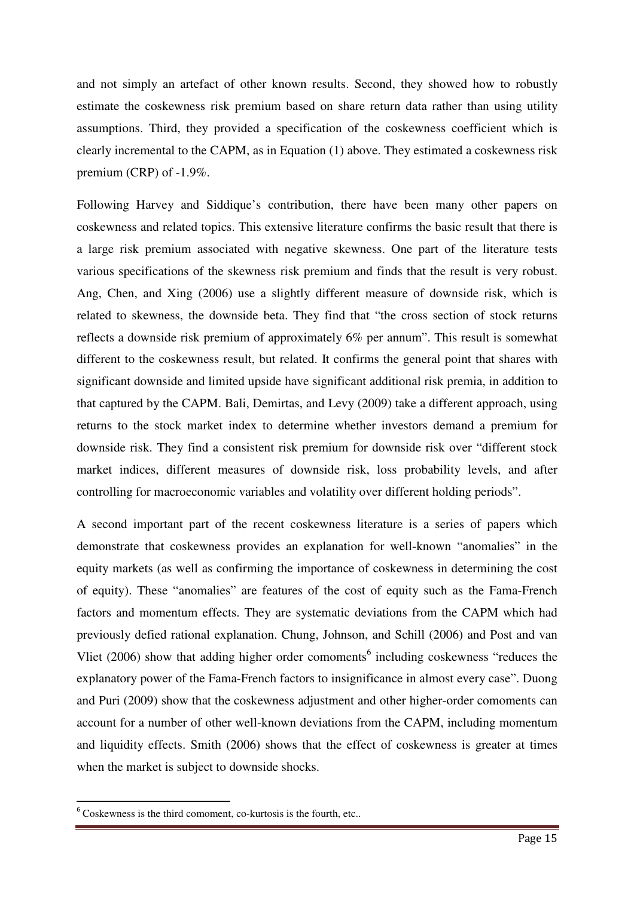and not simply an artefact of other known results. Second, they showed how to robustly estimate the coskewness risk premium based on share return data rather than using utility assumptions. Third, they provided a specification of the coskewness coefficient which is clearly incremental to the CAPM, as in Equation (1) above. They estimated a coskewness risk premium (CRP) of -1.9%.

Following Harvey and Siddique's contribution, there have been many other papers on coskewness and related topics. This extensive literature confirms the basic result that there is a large risk premium associated with negative skewness. One part of the literature tests various specifications of the skewness risk premium and finds that the result is very robust. Ang, Chen, and Xing (2006) use a slightly different measure of downside risk, which is related to skewness, the downside beta. They find that "the cross section of stock returns reflects a downside risk premium of approximately 6% per annum". This result is somewhat different to the coskewness result, but related. It confirms the general point that shares with significant downside and limited upside have significant additional risk premia, in addition to that captured by the CAPM. Bali, Demirtas, and Levy (2009) take a different approach, using returns to the stock market index to determine whether investors demand a premium for downside risk. They find a consistent risk premium for downside risk over "different stock market indices, different measures of downside risk, loss probability levels, and after controlling for macroeconomic variables and volatility over different holding periods".

A second important part of the recent coskewness literature is a series of papers which demonstrate that coskewness provides an explanation for well-known "anomalies" in the equity markets (as well as confirming the importance of coskewness in determining the cost of equity). These "anomalies" are features of the cost of equity such as the Fama-French factors and momentum effects. They are systematic deviations from the CAPM which had previously defied rational explanation. Chung, Johnson, and Schill (2006) and Post and van Vliet (2006) show that adding higher order comoments[6] including coskewness "reduces the explanatory power of the Fama-French factors to insignificance in almost every case". Duong and Puri (2009) show that the coskewness adjustment and other higher-order comoments can account for a number of other well-known deviations from the CAPM, including momentum and liquidity effects. Smith (2006) shows that the effect of coskewness is greater at times when the market is subject to downside shocks.

[6] Coskewness is the third comoment, co-kurtosis is the fourth, etc..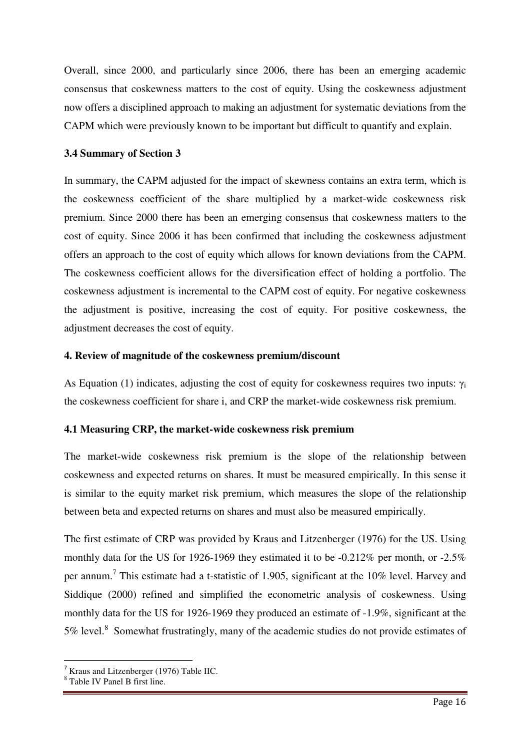Overall, since 2000, and particularly since 2006, there has been an emerging academic consensus that coskewness matters to the cost of equity. Using the coskewness adjustment now offers a disciplined approach to making an adjustment for systematic deviations from the CAPM which were previously known to be important but difficult to quantify and explain.

### 3.4 Summary of Section 3

In summary, the CAPM adjusted for the impact of skewness contains an extra term, which is the coskewness coefficient of the share multiplied by a market-wide coskewness risk premium. Since 2000 there has been an emerging consensus that coskewness matters to the cost of equity. Since 2006 it has been confirmed that including the coskewness adjustment offers an approach to the cost of equity which allows for known deviations from the CAPM. The coskewness coefficient allows for the diversification effect of holding a portfolio. The coskewness adjustment is incremental to the CAPM cost of equity. For negative coskewness the adjustment is positive, increasing the cost of equity. For positive coskewness, the adjustment decreases the cost of equity.

## 4. Review of magnitude of the coskewness premium/discount

As Equation (1) indicates, adjusting the cost of equity for coskewness requires two inputs: $\gamma_i$ the coskewness coefficient for share i, and CRP the market-wide coskewness risk premium.

### 4.1 Measuring CRP, the market-wide coskewness risk premium

The market-wide coskewness risk premium is the slope of the relationship between coskewness and expected returns on shares. It must be measured empirically. In this sense it is similar to the equity market risk premium, which measures the slope of the relationship between beta and expected returns on shares and must also be measured empirically.

The first estimate of CRP was provided by Kraus and Litzenberger (1976) for the US. Using monthly data for the US for 1926-1969 they estimated it to be -0.212% per month, or -2.5% per annum.[7] This estimate had a t-statistic of 1.905, significant at the 10% level. Harvey and Siddique (2000) refined and simplified the econometric analysis of coskewness. Using monthly data for the US for 1926-1969 they produced an estimate of -1.9%, significant at the 5% level.[8] Somewhat frustratingly, many of the academic studies do not provide estimates of

---

[7] Kraus and Litzenberger (1976) Table IIC.

[8] Table IV Panel B first line.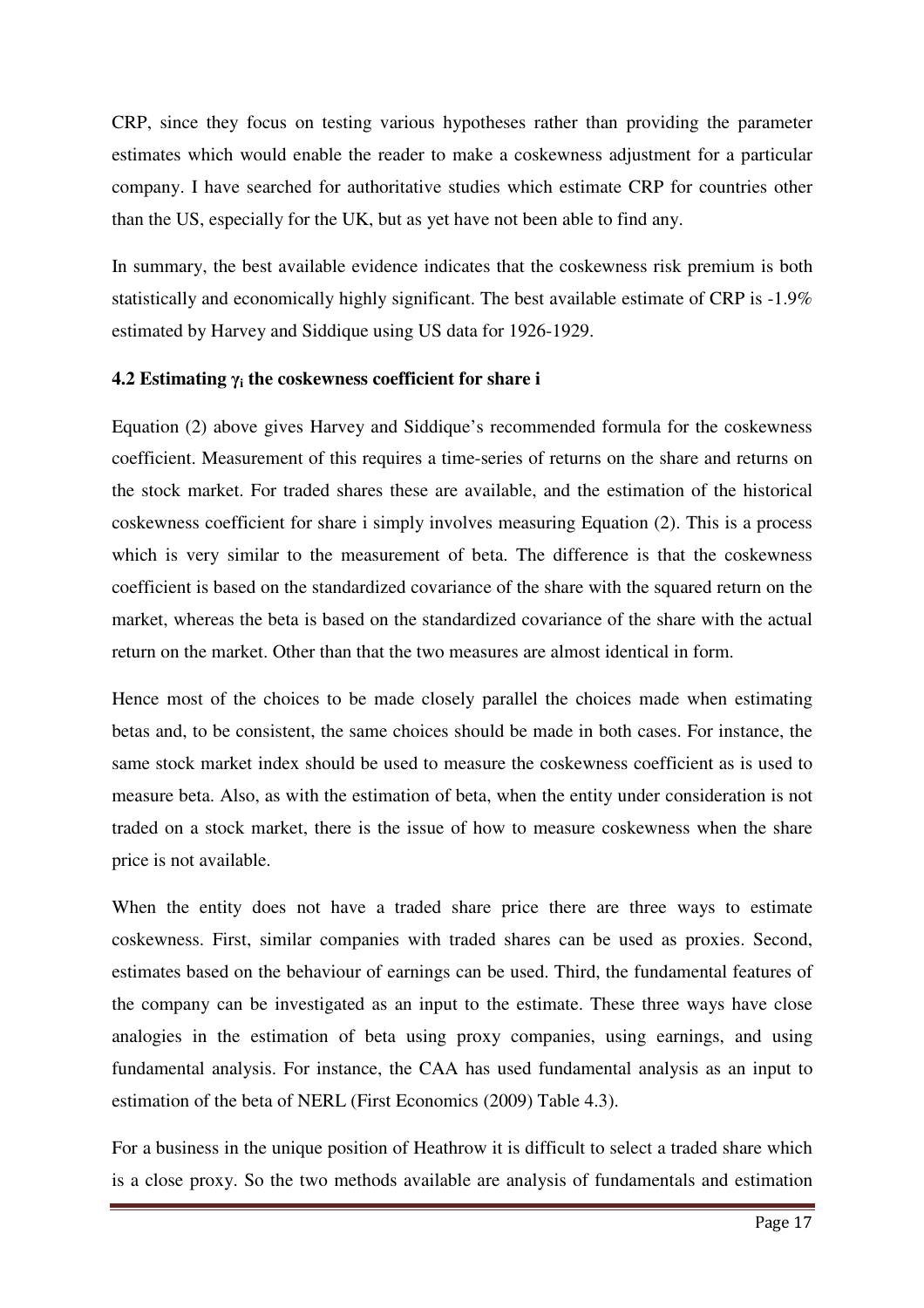CRP, since they focus on testing various hypotheses rather than providing the parameter estimates which would enable the reader to make a coskewness adjustment for a particular company. I have searched for authoritative studies which estimate CRP for countries other than the US, especially for the UK, but as yet have not been able to find any.

In summary, the best available evidence indicates that the coskewness risk premium is both statistically and economically highly significant. The best available estimate of CRP is -1.9% estimated by Harvey and Siddique using US data for 1926-1929.

### 4.2 Estimating $\gamma_i$ the coskewness coefficient for share i

Equation (2) above gives Harvey and Siddique's recommended formula for the coskewness coefficient. Measurement of this requires a time-series of returns on the share and returns on the stock market. For traded shares these are available, and the estimation of the historical coskewness coefficient for share i simply involves measuring Equation (2). This is a process which is very similar to the measurement of beta. The difference is that the coskewness coefficient is based on the standardized covariance of the share with the squared return on the market, whereas the beta is based on the standardized covariance of the share with the actual return on the market. Other than that the two measures are almost identical in form.

Hence most of the choices to be made closely parallel the choices made when estimating betas and, to be consistent, the same choices should be made in both cases. For instance, the same stock market index should be used to measure the coskewness coefficient as is used to measure beta. Also, as with the estimation of beta, when the entity under consideration is not traded on a stock market, there is the issue of how to measure coskewness when the share price is not available.

When the entity does not have a traded share price there are three ways to estimate coskewness. First, similar companies with traded shares can be used as proxies. Second, estimates based on the behaviour of earnings can be used. Third, the fundamental features of the company can be investigated as an input to the estimate. These three ways have close analogies in the estimation of beta using proxy companies, using earnings, and using fundamental analysis. For instance, the CAA has used fundamental analysis as an input to estimation of the beta of NERL (First Economics (2009) Table 4.3).

For a business in the unique position of Heathrow it is difficult to select a traded share which is a close proxy. So the two methods available are analysis of fundamentals and estimation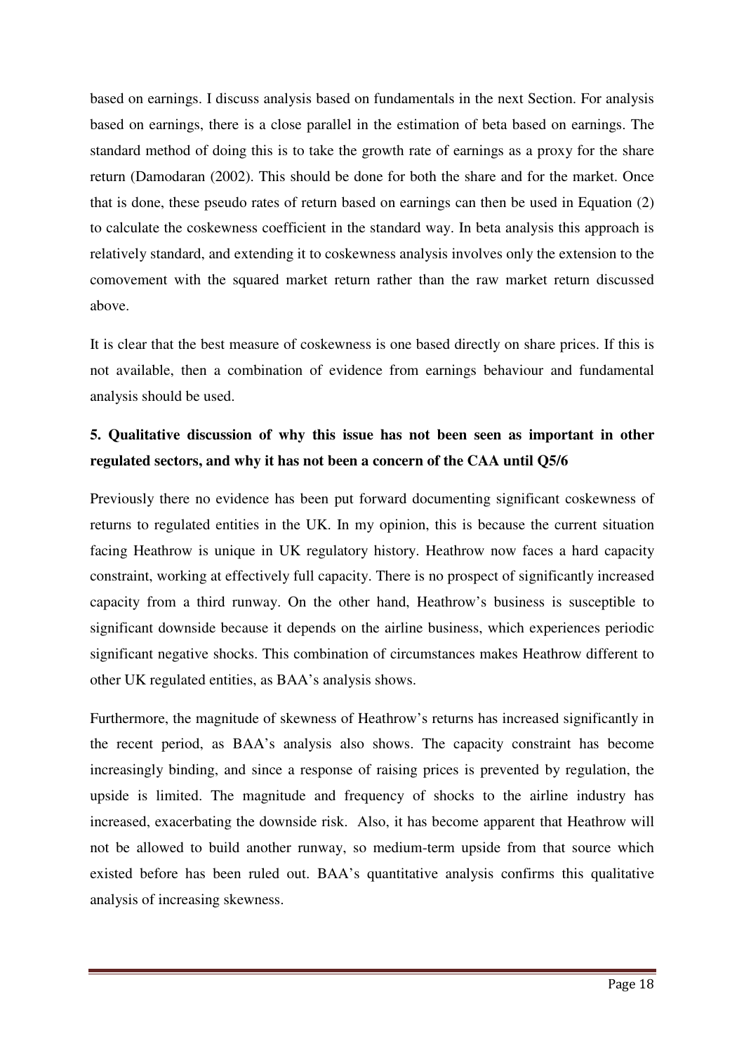based on earnings. I discuss analysis based on fundamentals in the next Section. For analysis based on earnings, there is a close parallel in the estimation of beta based on earnings. The standard method of doing this is to take the growth rate of earnings as a proxy for the share return (Damodaran (2002). This should be done for both the share and for the market. Once that is done, these pseudo rates of return based on earnings can then be used in Equation (2) to calculate the coskewness coefficient in the standard way. In beta analysis this approach is relatively standard, and extending it to coskewness analysis involves only the extension to the comovement with the squared market return rather than the raw market return discussed above.

It is clear that the best measure of coskewness is one based directly on share prices. If this is not available, then a combination of evidence from earnings behaviour and fundamental analysis should be used.

## 5. Qualitative discussion of why this issue has not been seen as important in other regulated sectors, and why it has not been a concern of the CAA until Q5/6

Previously there no evidence has been put forward documenting significant coskewness of returns to regulated entities in the UK. In my opinion, this is because the current situation facing Heathrow is unique in UK regulatory history. Heathrow now faces a hard capacity constraint, working at effectively full capacity. There is no prospect of significantly increased capacity from a third runway. On the other hand, Heathrow's business is susceptible to significant downside because it depends on the airline business, which experiences periodic significant negative shocks. This combination of circumstances makes Heathrow different to other UK regulated entities, as BAA's analysis shows.

Furthermore, the magnitude of skewness of Heathrow's returns has increased significantly in the recent period, as BAA's analysis also shows. The capacity constraint has become increasingly binding, and since a response of raising prices is prevented by regulation, the upside is limited. The magnitude and frequency of shocks to the airline industry has increased, exacerbating the downside risk. Also, it has become apparent that Heathrow will not be allowed to build another runway, so medium-term upside from that source which existed before has been ruled out. BAA's quantitative analysis confirms this qualitative analysis of increasing skewness.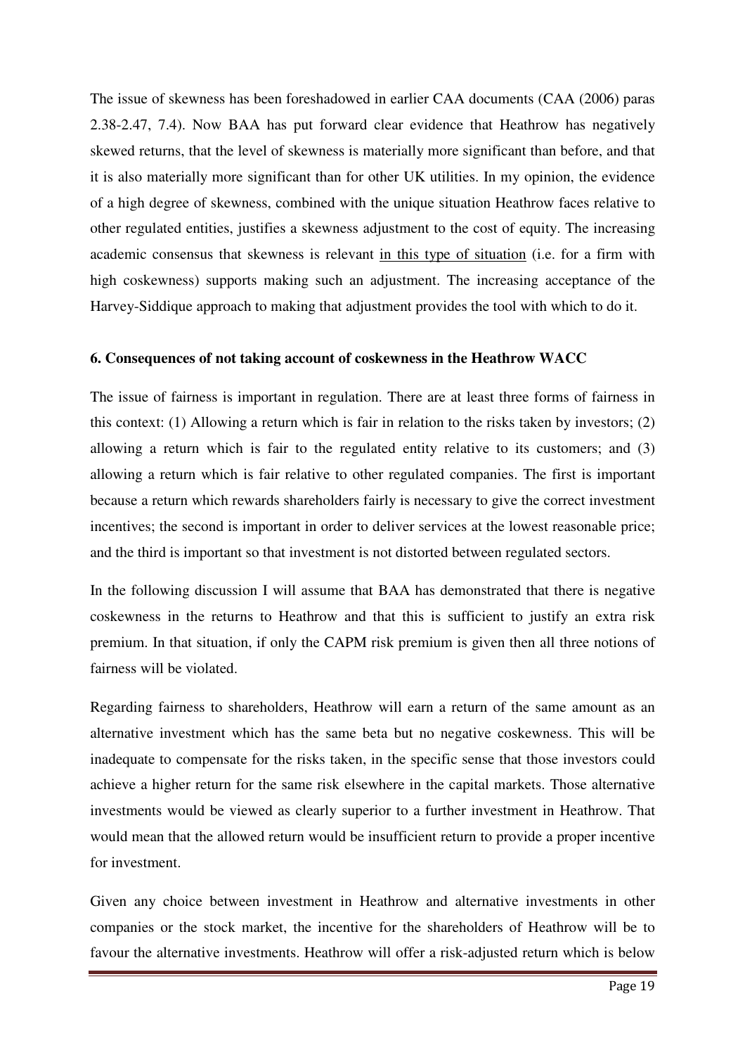The issue of skewness has been foreshadowed in earlier CAA documents (CAA (2006) paras 2.38-2.47, 7.4). Now BAA has put forward clear evidence that Heathrow has negatively skewed returns, that the level of skewness is materially more significant than before, and that it is also materially more significant than for other UK utilities. In my opinion, the evidence of a high degree of skewness, combined with the unique situation Heathrow faces relative to other regulated entities, justifies a skewness adjustment to the cost of equity. The increasing academic consensus that skewness is relevant <u>in this type of situation</u> (i.e. for a firm with high coskewness) supports making such an adjustment. The increasing acceptance of the Harvey-Siddique approach to making that adjustment provides the tool with which to do it.

**6. Consequences of not taking account of coskewness in the Heathrow WACC**

The issue of fairness is important in regulation. There are at least three forms of fairness in this context: (1) Allowing a return which is fair in relation to the risks taken by investors; (2) allowing a return which is fair to the regulated entity relative to its customers; and (3) allowing a return which is fair relative to other regulated companies. The first is important because a return which rewards shareholders fairly is necessary to give the correct investment incentives; the second is important in order to deliver services at the lowest reasonable price; and the third is important so that investment is not distorted between regulated sectors.

In the following discussion I will assume that BAA has demonstrated that there is negative coskewness in the returns to Heathrow and that this is sufficient to justify an extra risk premium. In that situation, if only the CAPM risk premium is given then all three notions of fairness will be violated.

Regarding fairness to shareholders, Heathrow will earn a return of the same amount as an alternative investment which has the same beta but no negative coskewness. This will be inadequate to compensate for the risks taken, in the specific sense that those investors could achieve a higher return for the same risk elsewhere in the capital markets. Those alternative investments would be viewed as clearly superior to a further investment in Heathrow. That would mean that the allowed return would be insufficient return to provide a proper incentive for investment.

Given any choice between investment in Heathrow and alternative investments in other companies or the stock market, the incentive for the shareholders of Heathrow will be to favour the alternative investments. Heathrow will offer a risk-adjusted return which is below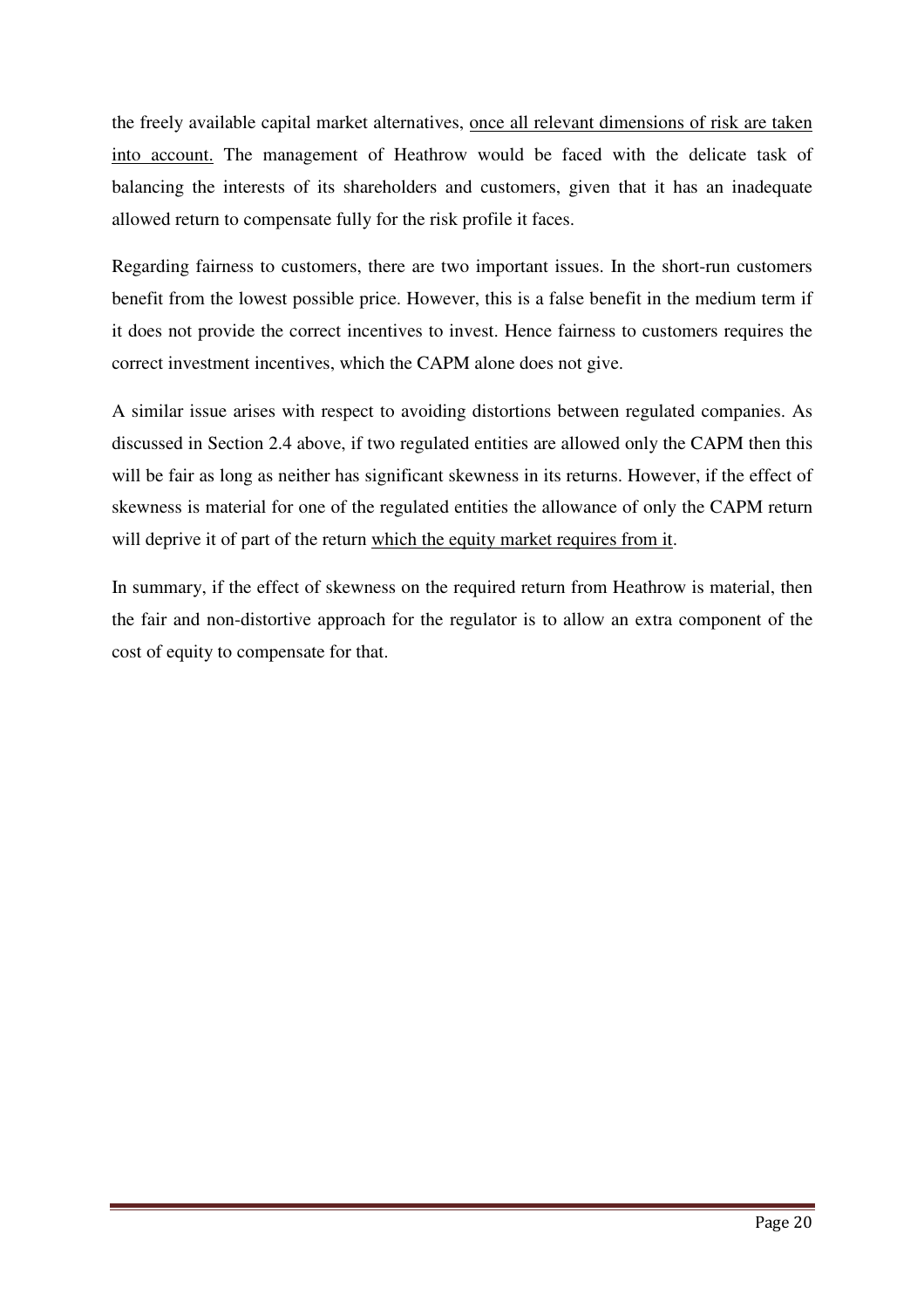the freely available capital market alternatives, <u>once all relevant dimensions of risk are taken into account.</u> The management of Heathrow would be faced with the delicate task of balancing the interests of its shareholders and customers, given that it has an inadequate allowed return to compensate fully for the risk profile it faces.

Regarding fairness to customers, there are two important issues. In the short-run customers benefit from the lowest possible price. However, this is a false benefit in the medium term if it does not provide the correct incentives to invest. Hence fairness to customers requires the correct investment incentives, which the CAPM alone does not give.

A similar issue arises with respect to avoiding distortions between regulated companies. As discussed in Section 2.4 above, if two regulated entities are allowed only the CAPM then this will be fair as long as neither has significant skewness in its returns. However, if the effect of skewness is material for one of the regulated entities the allowance of only the CAPM return will deprive it of part of the return <u>which the equity market requires from it</u>.

In summary, if the effect of skewness on the required return from Heathrow is material, then the fair and non-distortive approach for the regulator is to allow an extra component of the cost of equity to compensate for that.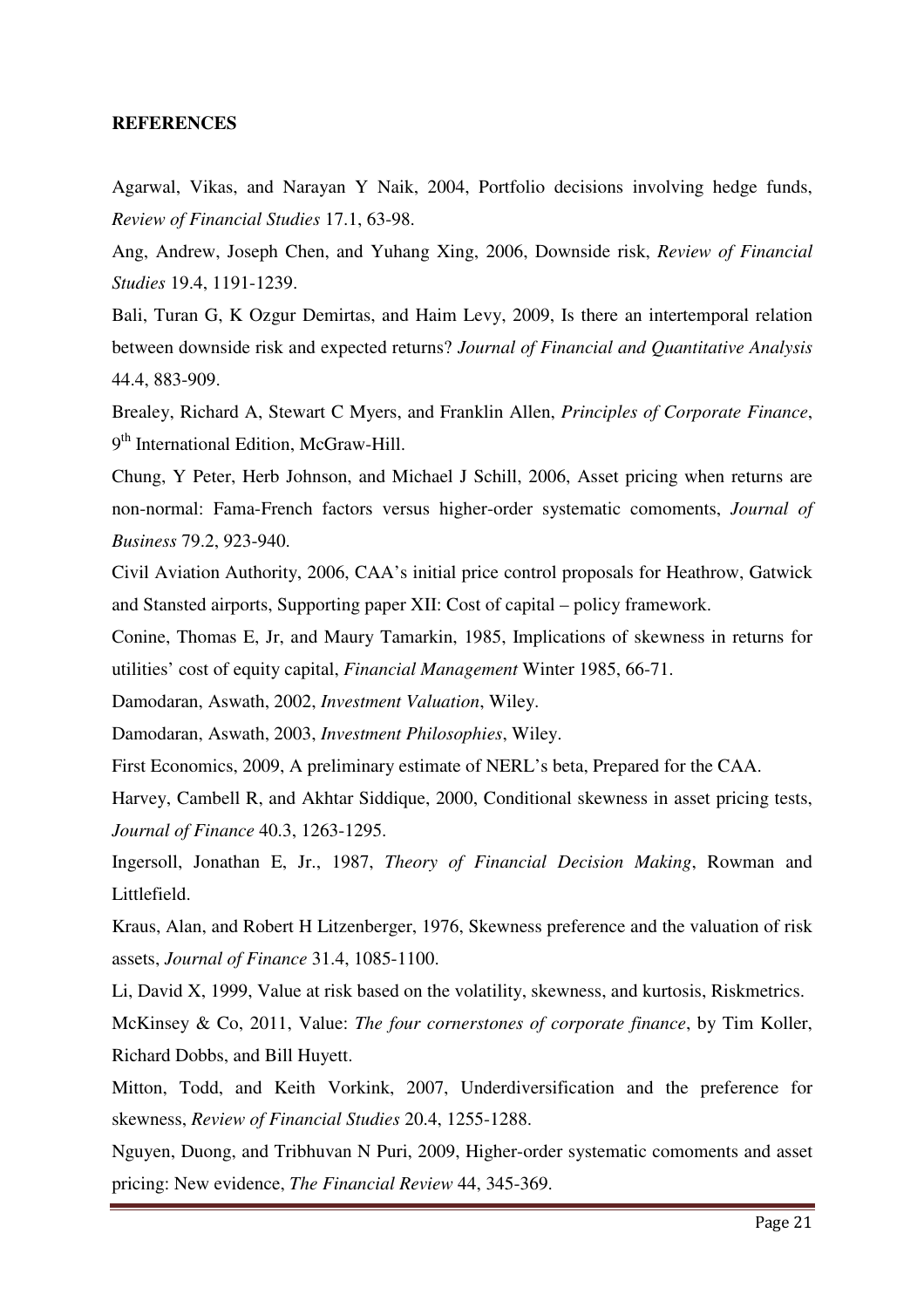**REFERENCES**

Agarwal, Vikas, and Narayan Y Naik, 2004, Portfolio decisions involving hedge funds, *Review of Financial Studies* 17.1, 63-98.

Ang, Andrew, Joseph Chen, and Yuhang Xing, 2006, Downside risk, *Review of Financial Studies* 19.4, 1191-1239.

Bali, Turan G, K Ozgur Demirtas, and Haim Levy, 2009, Is there an intertemporal relation between downside risk and expected returns? *Journal of Financial and Quantitative Analysis* 44.4, 883-909.

Brealey, Richard A, Stewart C Myers, and Franklin Allen, *Principles of Corporate Finance*, 9th International Edition, McGraw-Hill.

Chung, Y Peter, Herb Johnson, and Michael J Schill, 2006, Asset pricing when returns are non-normal: Fama-French factors versus higher-order systematic comoments, *Journal of Business* 79.2, 923-940.

Civil Aviation Authority, 2006, CAA's initial price control proposals for Heathrow, Gatwick and Stansted airports, Supporting paper XII: Cost of capital – policy framework.

Conine, Thomas E, Jr, and Maury Tamarkin, 1985, Implications of skewness in returns for utilities' cost of equity capital, *Financial Management* Winter 1985, 66-71.

Damodaran, Aswath, 2002, *Investment Valuation*, Wiley.

Damodaran, Aswath, 2003, *Investment Philosophies*, Wiley.

First Economics, 2009, A preliminary estimate of NERL's beta, Prepared for the CAA.

Harvey, Cambell R, and Akhtar Siddique, 2000, Conditional skewness in asset pricing tests, *Journal of Finance* 40.3, 1263-1295.

Ingersoll, Jonathan E, Jr., 1987, *Theory of Financial Decision Making*, Rowman and Littlefield.

Kraus, Alan, and Robert H Litzenberger, 1976, Skewness preference and the valuation of risk assets, *Journal of Finance* 31.4, 1085-1100.

Li, David X, 1999, Value at risk based on the volatility, skewness, and kurtosis, Riskmetrics.

McKinsey & Co, 2011, Value: *The four cornerstones of corporate finance*, by Tim Koller, Richard Dobbs, and Bill Huyett.

Mitton, Todd, and Keith Vorkink, 2007, Underdiversification and the preference for skewness, *Review of Financial Studies* 20.4, 1255-1288.

Nguyen, Duong, and Tribhuvan N Puri, 2009, Higher-order systematic comoments and asset pricing: New evidence, *The Financial Review* 44, 345-369.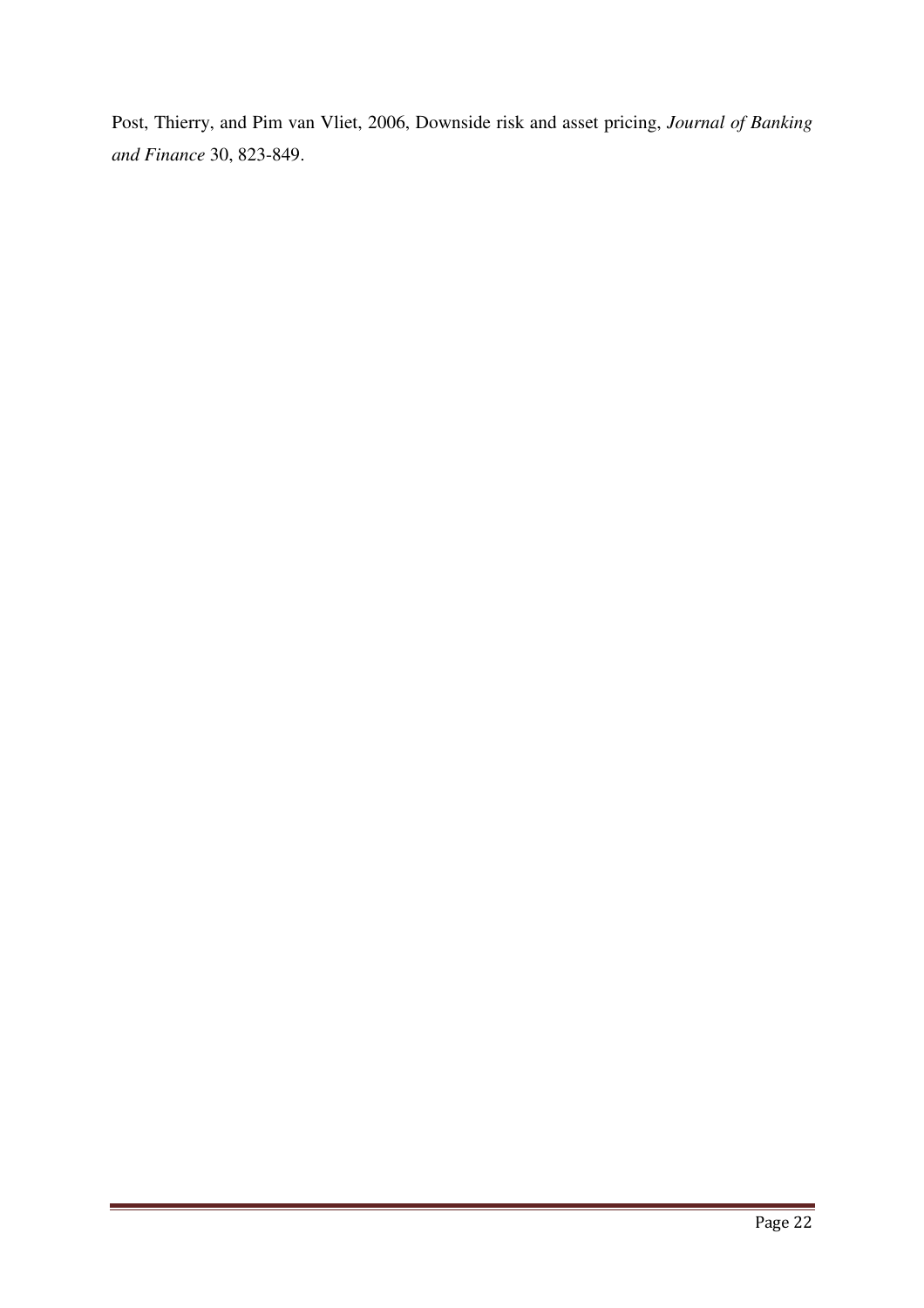Post, Thierry, and Pim van Vliet, 2006, Downside risk and asset pricing, *Journal of Banking and Finance* 30, 823-849.